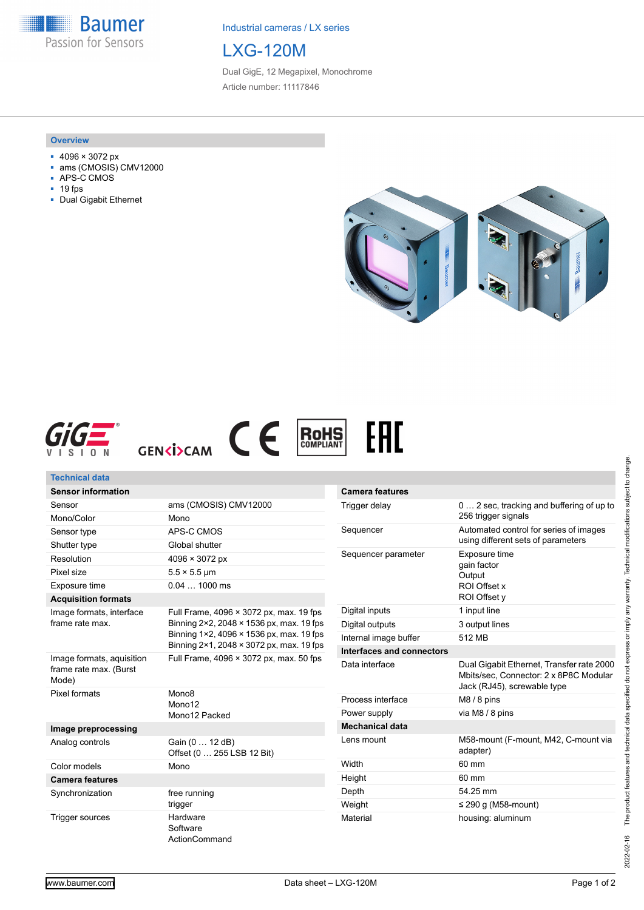Industrial cameras / LX series

# LXG-120M

Dual GigE, 12 Megapixel, Monochrome

Article number: 11117846

## Overview

- 4096 × 3072 px
- ams (CMOSIS) CMV12000
- APS-C CMOS
- 19 fps
- Dual Gigabit Ethernet

## Technical data

| Sensor information | |
|---|---|
| Sensor | ams (CMOSIS) CMV12000 |
| Mono/Color | Mono |
| Sensor type | APS-C CMOS |
| Shutter type | Global shutter |
| Resolution | 4096 × 3072 px |
| Pixel size | 5.5 × 5.5 µm |
| Exposure time | 0.04 … 1000 ms |
| **Acquisition formats** | |
| Image formats, interface frame rate max. | Full Frame, 4096 × 3072 px, max. 19 fps<br>Binning 2×2, 2048 × 1536 px, max. 19 fps<br>Binning 1×2, 4096 × 1536 px, max. 19 fps<br>Binning 2×1, 2048 × 3072 px, max. 19 fps |
| Image formats, auisition frame rate max. (Burst Mode) | Full Frame, 4096 × 3072 px, max. 50 fps |
| Pixel formats | Mono8<br>Mono12<br>Mono12 Packed |
| **Image preprocessing** | |
| Analog controls | Gain (0 … 12 dB)<br>Offset (0 … 255 LSB 12 Bit) |
| Color models | Mono |
| **Camera features** | |
| Synchronization | free running<br>trigger |
| Trigger sources | Hardware<br>Software<br>ActionCommand |

| Camera features | |
|---|---|
| Trigger delay | 0 … 2 sec, tracking and buffering of up to 256 trigger signals |
| Sequencer | Automated control for series of images using different sets of parameters |
| Sequencer parameter | Exposure time<br>gain factor<br>Output<br>ROI Offset x<br>ROI Offset y |
| Digital inputs | 1 input line |
| Digital outputs | 3 output lines |
| Internal image buffer | 512 MB |
| **Interfaces and connectors** | |
| Data interface | Dual Gigabit Ethernet, Transfer rate 2000 Mbits/sec, Connector: 2 x 8P8C Modular Jack (RJ45), screwable type |
| Process interface | M8 / 8 pins |
| Power supply | via M8 / 8 pins |
| **Mechanical data** | |
| Lens mount | M58-mount (F-mount, M42, C-mount via adapter) |
| Width | 60 mm |
| Height | 60 mm |
| Depth | 54.25 mm |
| Weight | ≤ 290 g (M58-mount) |
| Material | housing: aluminum |

2022-02-16 The product features and technical data specified do not express or imply any warranty. Technical modifications subject to change.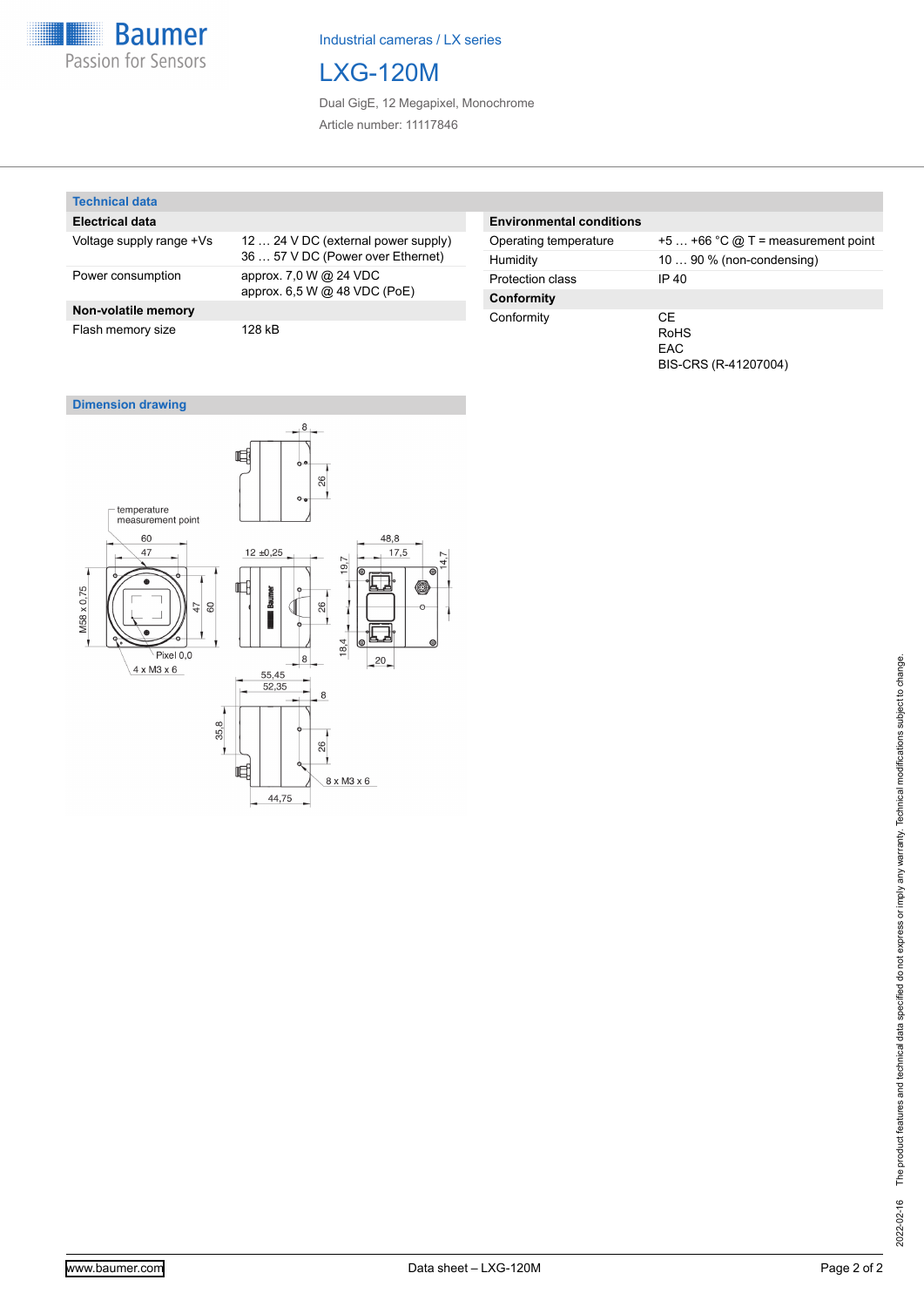Industrial cameras / LX series

# LXG-120M

Dual GigE, 12 Megapixel, Monochrome

Article number: 11117846

## Technical data

| Electrical data | |
|---|---|
| Voltage supply range +Vs | 12 … 24 V DC (external power supply)<br>36 … 57 V DC (Power over Ethernet) |
| Power consumption | approx. 7,0 W @ 24 VDC<br>approx. 6,5 W @ 48 VDC (PoE) |
| **Non-volatile memory** | |
| Flash memory size | 128 kB |

| Environmental conditions | |
|---|---|
| Operating temperature | +5 … +66 °C @ T = measurement point |
| Humidity | 10 … 90 % (non-condensing) |
| Protection class | IP 40 |
| **Conformity** | |
| Conformity | CE<br>RoHS<br>EAC<br>BIS-CRS (R-41207004) |

## Dimension drawing

temperature measurement point

60
47
M58 x 0,75
47
60
Pixel 0,0
4 x M3 x 6
8
26
12 ±0,25
26
8
19,7
18,4
48,8
17,5
14,7
20
55,45
52,35
8
35,8
26
8 x M3 x 6
44,75

2022-02-16 The product features and technical data specified do not express or imply any warranty. Technical modifications subject to change.

www.baumer.com

Data sheet – LXG-120M